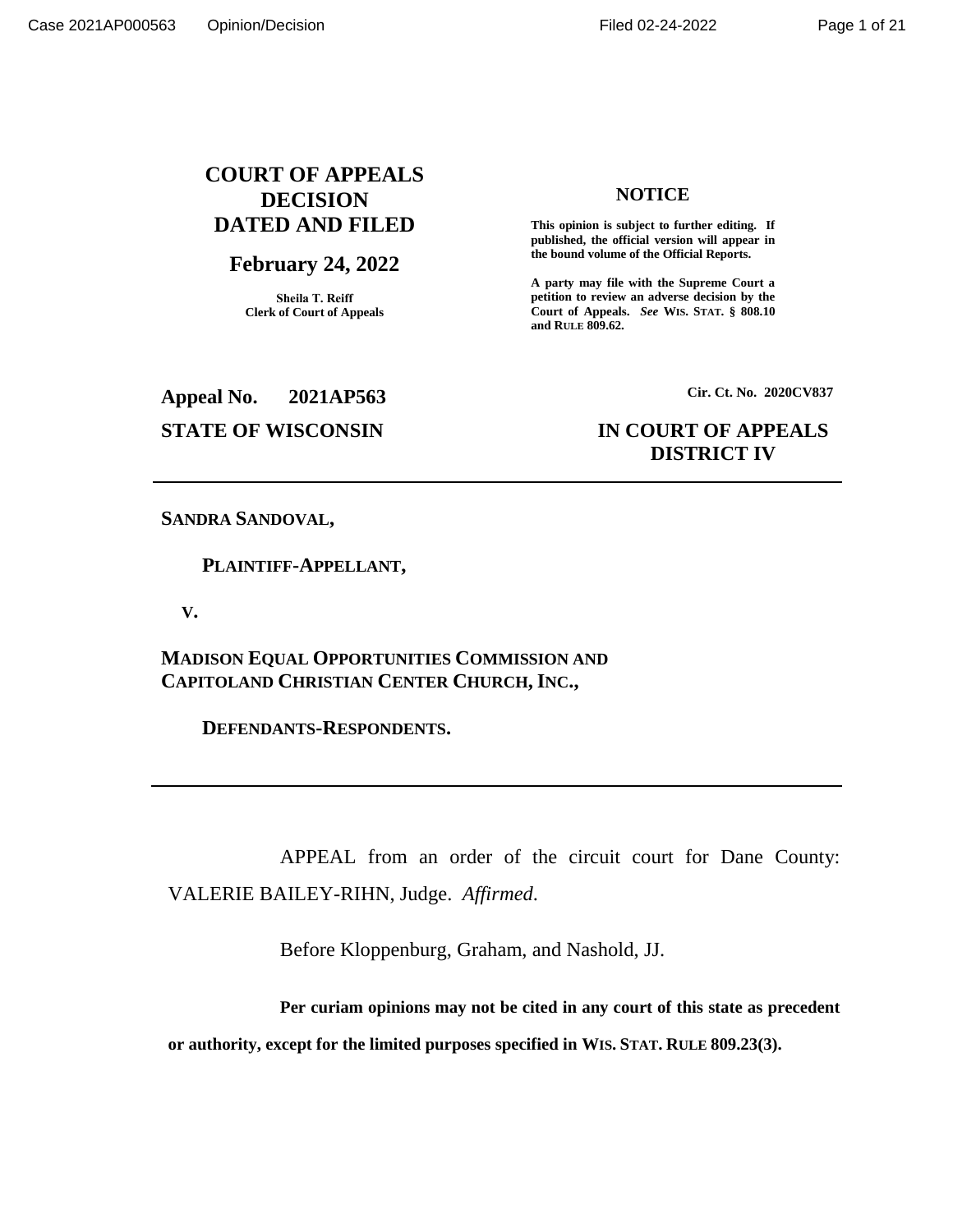# COURT OF APPEALS DECISION DATED AND FILED

**February 24, 2022**

**Sheila T. Reiff**
**Clerk of Court of Appeals**

**NOTICE**

**This opinion is subject to further editing. If published, the official version will appear in the bound volume of the Official Reports.**

**A party may file with the Supreme Court a petition to review an adverse decision by the Court of Appeals. *See* WIS. STAT. § 808.10 and RULE 809.62.**

**Appeal No. 2021AP563**

**Cir. Ct. No. 2020CV837**

**STATE OF WISCONSIN**

**IN COURT OF APPEALS**
**DISTRICT IV**

---

**SANDRA SANDOVAL,**

**PLAINTIFF-APPELLANT,**

**V.**

**MADISON EQUAL OPPORTUNITIES COMMISSION AND CAPITOLAND CHRISTIAN CENTER CHURCH, INC.,**

**DEFENDANTS-RESPONDENTS.**

---

APPEAL from an order of the circuit court for Dane County: VALERIE BAILEY-RIHN, Judge. *Affirmed*.

Before Kloppenburg, Graham, and Nashold, JJ.

**Per curiam opinions may not be cited in any court of this state as precedent or authority, except for the limited purposes specified in WIS. STAT. RULE 809.23(3).**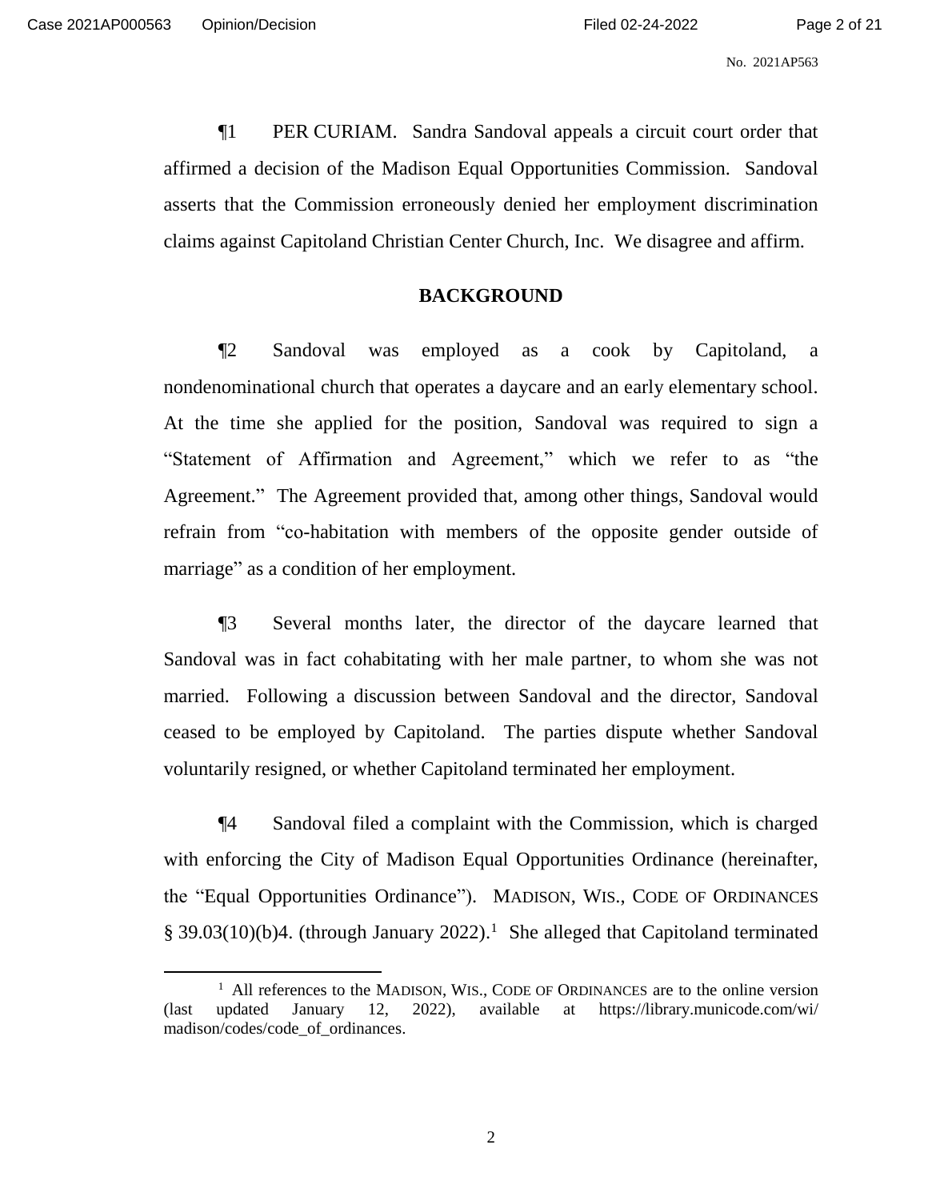¶1 PER CURIAM. Sandra Sandoval appeals a circuit court order that affirmed a decision of the Madison Equal Opportunities Commission. Sandoval asserts that the Commission erroneously denied her employment discrimination claims against Capitoland Christian Center Church, Inc. We disagree and affirm.

## BACKGROUND

¶2 Sandoval was employed as a cook by Capitoland, a nondenominational church that operates a daycare and an early elementary school. At the time she applied for the position, Sandoval was required to sign a "Statement of Affirmation and Agreement," which we refer to as "the Agreement." The Agreement provided that, among other things, Sandoval would refrain from "co-habitation with members of the opposite gender outside of marriage" as a condition of her employment.

¶3 Several months later, the director of the daycare learned that Sandoval was in fact cohabitating with her male partner, to whom she was not married. Following a discussion between Sandoval and the director, Sandoval ceased to be employed by Capitoland. The parties dispute whether Sandoval voluntarily resigned, or whether Capitoland terminated her employment.

¶4 Sandoval filed a complaint with the Commission, which is charged with enforcing the City of Madison Equal Opportunities Ordinance (hereinafter, the "Equal Opportunities Ordinance"). MADISON, WIS., CODE OF ORDINANCES § 39.03(10)(b)4. (through January 2022).[1] She alleged that Capitoland terminated

[1] All references to the MADISON, WIS., CODE OF ORDINANCES are to the online version (last updated January 12, 2022), available at https://library.municode.com/wi/madison/codes/code_of_ordinances.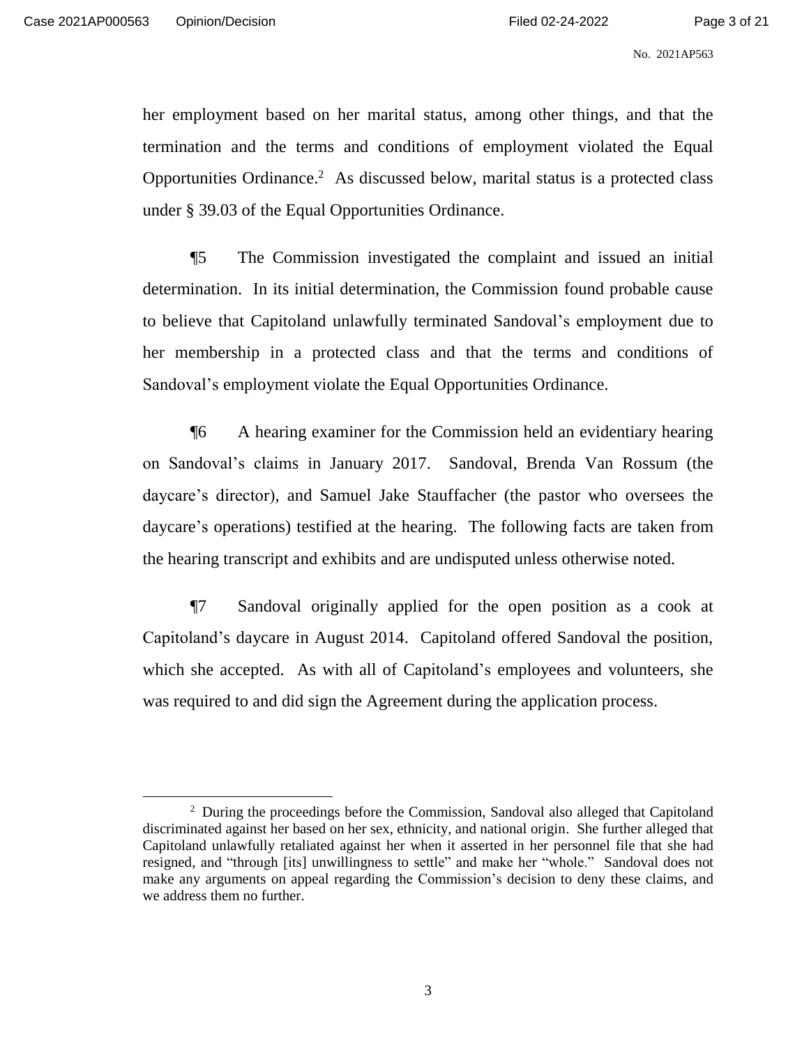her employment based on her marital status, among other things, and that the termination and the terms and conditions of employment violated the Equal Opportunities Ordinance.[2] As discussed below, marital status is a protected class under § 39.03 of the Equal Opportunities Ordinance.

¶5 The Commission investigated the complaint and issued an initial determination. In its initial determination, the Commission found probable cause to believe that Capitoland unlawfully terminated Sandoval's employment due to her membership in a protected class and that the terms and conditions of Sandoval's employment violate the Equal Opportunities Ordinance.

¶6 A hearing examiner for the Commission held an evidentiary hearing on Sandoval's claims in January 2017. Sandoval, Brenda Van Rossum (the daycare's director), and Samuel Jake Stauffacher (the pastor who oversees the daycare's operations) testified at the hearing. The following facts are taken from the hearing transcript and exhibits and are undisputed unless otherwise noted.

¶7 Sandoval originally applied for the open position as a cook at Capitoland's daycare in August 2014. Capitoland offered Sandoval the position, which she accepted. As with all of Capitoland's employees and volunteers, she was required to and did sign the Agreement during the application process.

---

[2] During the proceedings before the Commission, Sandoval also alleged that Capitoland discriminated against her based on her sex, ethnicity, and national origin. She further alleged that Capitoland unlawfully retaliated against her when it asserted in her personnel file that she had resigned, and "through [its] unwillingness to settle" and make her "whole." Sandoval does not make any arguments on appeal regarding the Commission's decision to deny these claims, and we address them no further.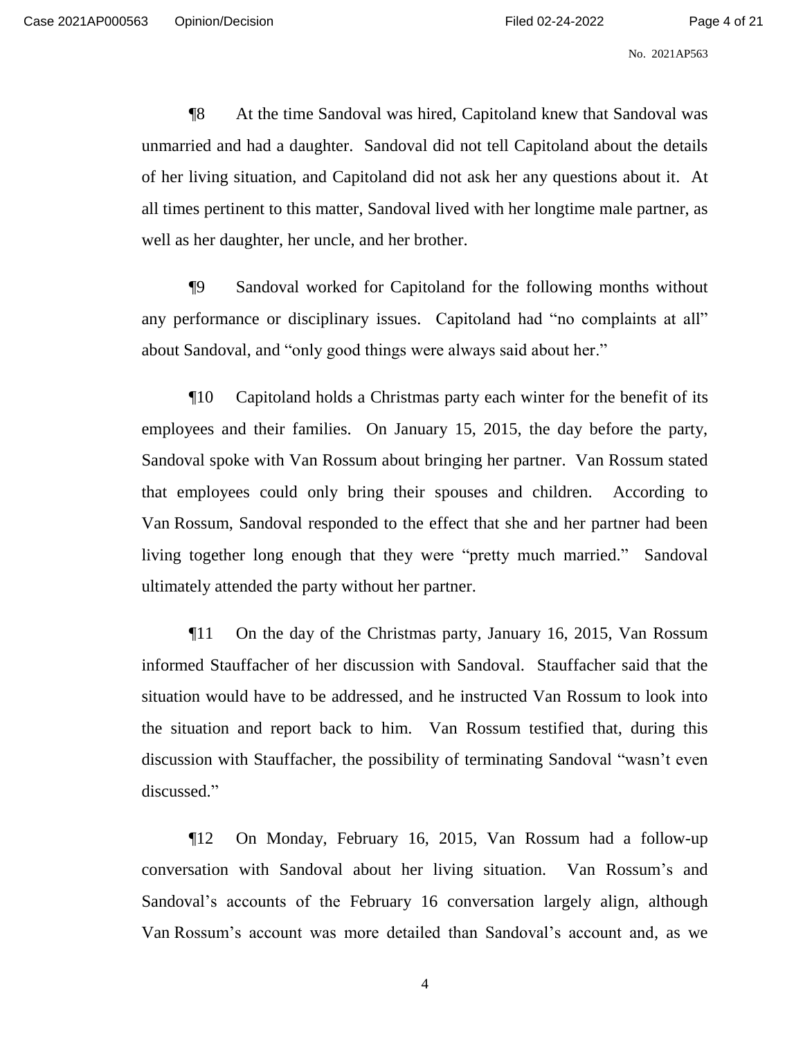¶8 At the time Sandoval was hired, Capitoland knew that Sandoval was unmarried and had a daughter. Sandoval did not tell Capitoland about the details of her living situation, and Capitoland did not ask her any questions about it. At all times pertinent to this matter, Sandoval lived with her longtime male partner, as well as her daughter, her uncle, and her brother.

¶9 Sandoval worked for Capitoland for the following months without any performance or disciplinary issues. Capitoland had "no complaints at all" about Sandoval, and "only good things were always said about her."

¶10 Capitoland holds a Christmas party each winter for the benefit of its employees and their families. On January 15, 2015, the day before the party, Sandoval spoke with Van Rossum about bringing her partner. Van Rossum stated that employees could only bring their spouses and children. According to Van Rossum, Sandoval responded to the effect that she and her partner had been living together long enough that they were "pretty much married." Sandoval ultimately attended the party without her partner.

¶11 On the day of the Christmas party, January 16, 2015, Van Rossum informed Stauffacher of her discussion with Sandoval. Stauffacher said that the situation would have to be addressed, and he instructed Van Rossum to look into the situation and report back to him. Van Rossum testified that, during this discussion with Stauffacher, the possibility of terminating Sandoval "wasn't even discussed."

¶12 On Monday, February 16, 2015, Van Rossum had a follow-up conversation with Sandoval about her living situation. Van Rossum's and Sandoval's accounts of the February 16 conversation largely align, although Van Rossum's account was more detailed than Sandoval's account and, as we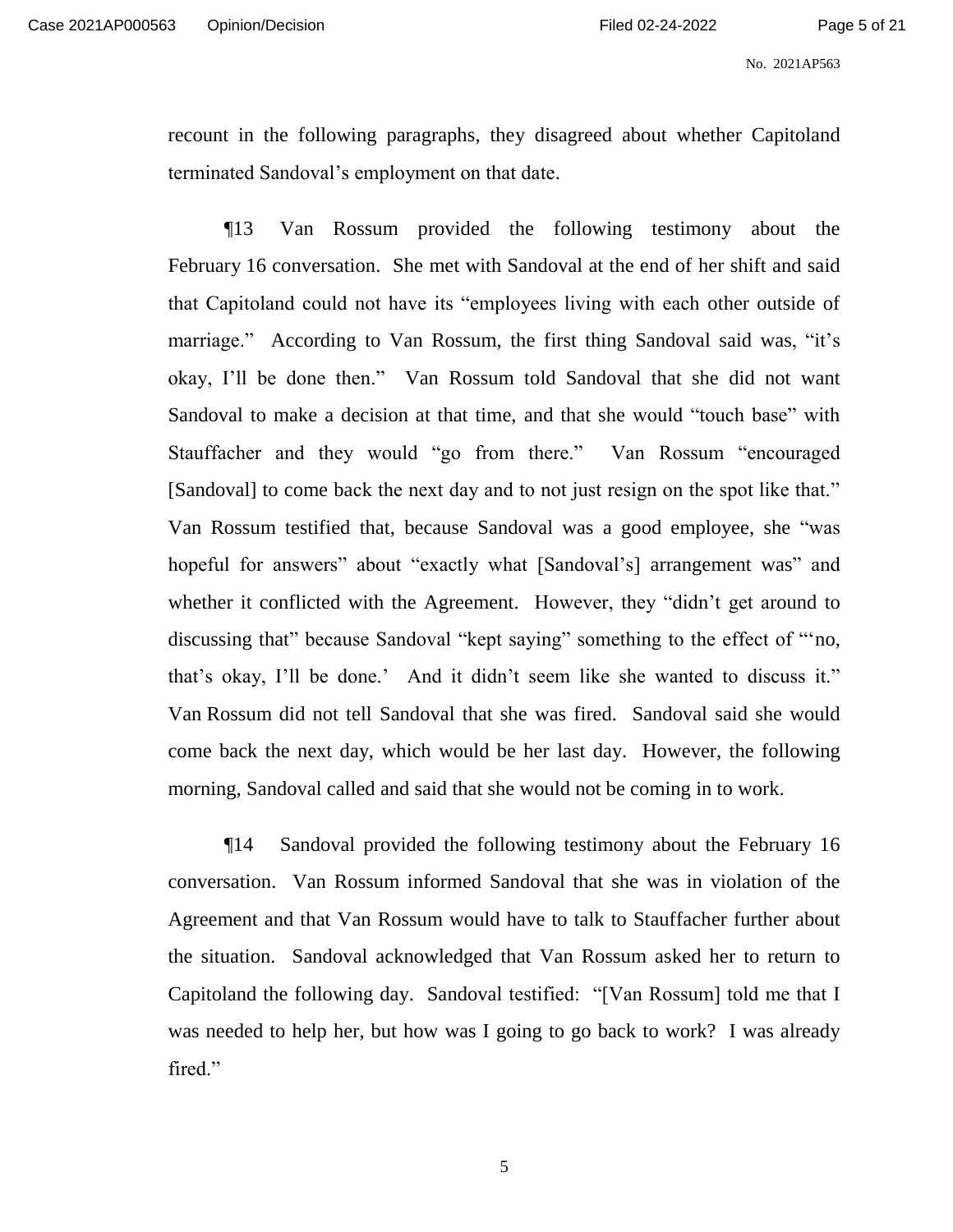recount in the following paragraphs, they disagreed about whether Capitoland terminated Sandoval's employment on that date.

¶13 Van Rossum provided the following testimony about the February 16 conversation. She met with Sandoval at the end of her shift and said that Capitoland could not have its "employees living with each other outside of marriage." According to Van Rossum, the first thing Sandoval said was, "it's okay, I'll be done then." Van Rossum told Sandoval that she did not want Sandoval to make a decision at that time, and that she would "touch base" with Stauffacher and they would "go from there." Van Rossum "encouraged [Sandoval] to come back the next day and to not just resign on the spot like that." Van Rossum testified that, because Sandoval was a good employee, she "was hopeful for answers" about "exactly what [Sandoval's] arrangement was" and whether it conflicted with the Agreement. However, they "didn't get around to discussing that" because Sandoval "kept saying" something to the effect of "'no, that's okay, I'll be done.' And it didn't seem like she wanted to discuss it." Van Rossum did not tell Sandoval that she was fired. Sandoval said she would come back the next day, which would be her last day. However, the following morning, Sandoval called and said that she would not be coming in to work.

¶14 Sandoval provided the following testimony about the February 16 conversation. Van Rossum informed Sandoval that she was in violation of the Agreement and that Van Rossum would have to talk to Stauffacher further about the situation. Sandoval acknowledged that Van Rossum asked her to return to Capitoland the following day. Sandoval testified: "[Van Rossum] told me that I was needed to help her, but how was I going to go back to work? I was already fired."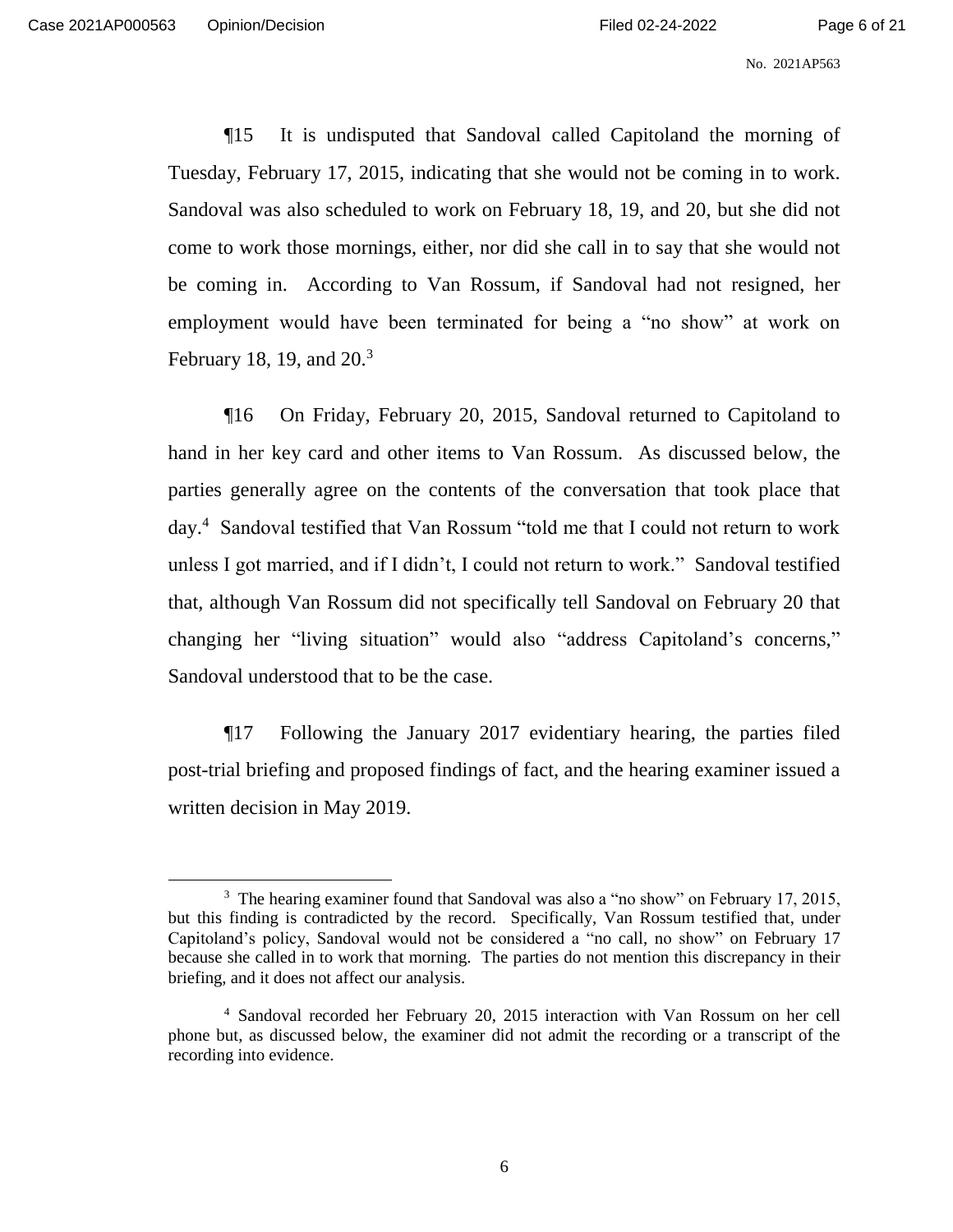¶15 It is undisputed that Sandoval called Capitoland the morning of Tuesday, February 17, 2015, indicating that she would not be coming in to work. Sandoval was also scheduled to work on February 18, 19, and 20, but she did not come to work those mornings, either, nor did she call in to say that she would not be coming in. According to Van Rossum, if Sandoval had not resigned, her employment would have been terminated for being a "no show" at work on February 18, 19, and 20.[3]

¶16 On Friday, February 20, 2015, Sandoval returned to Capitoland to hand in her key card and other items to Van Rossum. As discussed below, the parties generally agree on the contents of the conversation that took place that day.[4] Sandoval testified that Van Rossum "told me that I could not return to work unless I got married, and if I didn't, I could not return to work." Sandoval testified that, although Van Rossum did not specifically tell Sandoval on February 20 that changing her "living situation" would also "address Capitoland's concerns," Sandoval understood that to be the case.

¶17 Following the January 2017 evidentiary hearing, the parties filed post-trial briefing and proposed findings of fact, and the hearing examiner issued a written decision in May 2019.

---

[3] The hearing examiner found that Sandoval was also a "no show" on February 17, 2015, but this finding is contradicted by the record. Specifically, Van Rossum testified that, under Capitoland's policy, Sandoval would not be considered a "no call, no show" on February 17 because she called in to work that morning. The parties do not mention this discrepancy in their briefing, and it does not affect our analysis.

[4] Sandoval recorded her February 20, 2015 interaction with Van Rossum on her cell phone but, as discussed below, the examiner did not admit the recording or a transcript of the recording into evidence.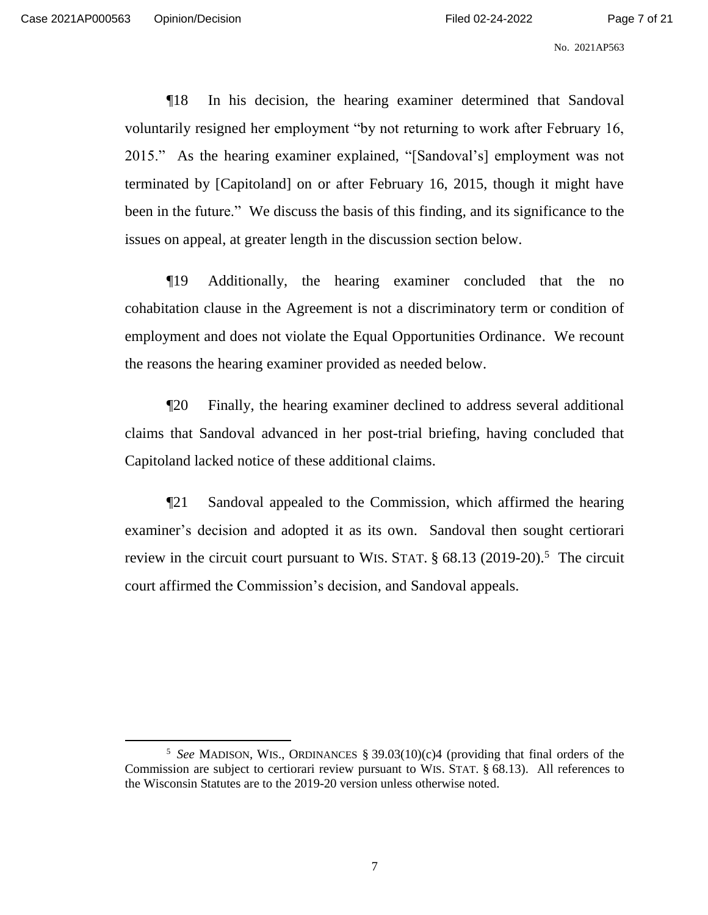¶18 In his decision, the hearing examiner determined that Sandoval voluntarily resigned her employment "by not returning to work after February 16, 2015." As the hearing examiner explained, "[Sandoval's] employment was not terminated by [Capitoland] on or after February 16, 2015, though it might have been in the future." We discuss the basis of this finding, and its significance to the issues on appeal, at greater length in the discussion section below.

¶19 Additionally, the hearing examiner concluded that the no cohabitation clause in the Agreement is not a discriminatory term or condition of employment and does not violate the Equal Opportunities Ordinance. We recount the reasons the hearing examiner provided as needed below.

¶20 Finally, the hearing examiner declined to address several additional claims that Sandoval advanced in her post-trial briefing, having concluded that Capitoland lacked notice of these additional claims.

¶21 Sandoval appealed to the Commission, which affirmed the hearing examiner's decision and adopted it as its own. Sandoval then sought certiorari review in the circuit court pursuant to WIS. STAT. § 68.13 (2019-20).[5] The circuit court affirmed the Commission's decision, and Sandoval appeals.

---

[5] *See* MADISON, WIS., ORDINANCES § 39.03(10)(c)4 (providing that final orders of the Commission are subject to certiorari review pursuant to WIS. STAT. § 68.13). All references to the Wisconsin Statutes are to the 2019-20 version unless otherwise noted.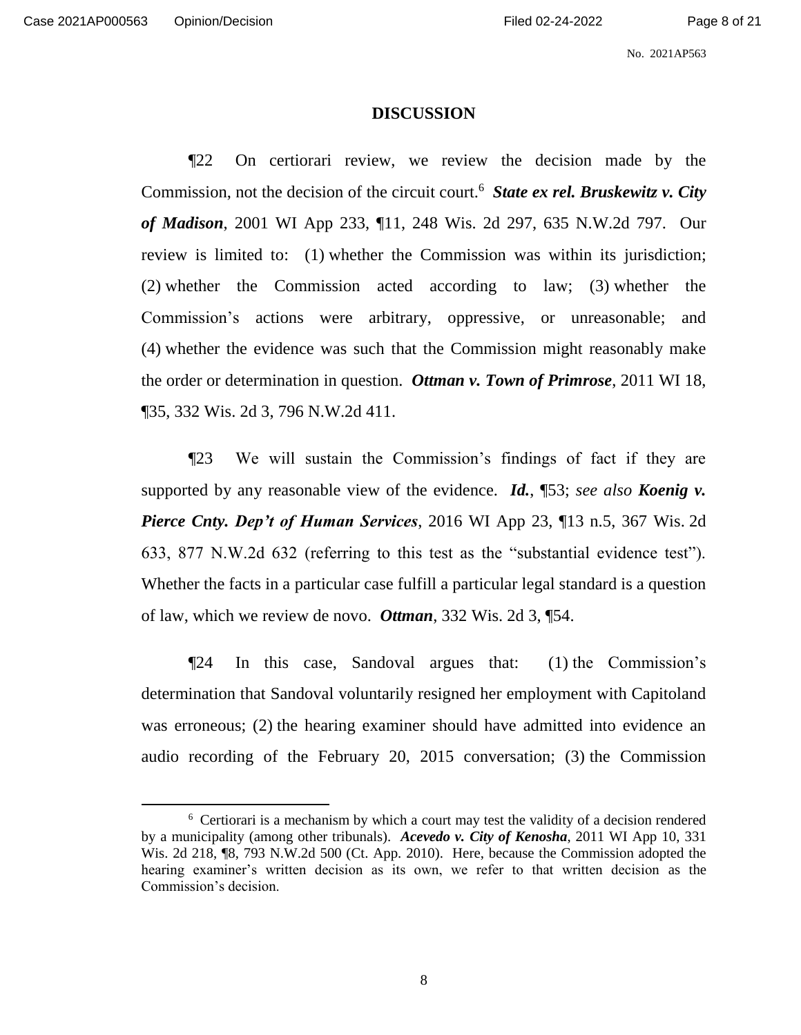## DISCUSSION

¶22 On certiorari review, we review the decision made by the Commission, not the decision of the circuit court.[6] ***State ex rel. Bruskewitz v. City of Madison***, 2001 WI App 233, ¶11, 248 Wis. 2d 297, 635 N.W.2d 797. Our review is limited to: (1) whether the Commission was within its jurisdiction; (2) whether the Commission acted according to law; (3) whether the Commission's actions were arbitrary, oppressive, or unreasonable; and (4) whether the evidence was such that the Commission might reasonably make the order or determination in question. ***Ottman v. Town of Primrose***, 2011 WI 18, ¶35, 332 Wis. 2d 3, 796 N.W.2d 411.

¶23 We will sustain the Commission's findings of fact if they are supported by any reasonable view of the evidence. ***Id.***, ¶53; *see also* ***Koenig v. Pierce Cnty. Dep't of Human Services***, 2016 WI App 23, ¶13 n.5, 367 Wis. 2d 633, 877 N.W.2d 632 (referring to this test as the "substantial evidence test"). Whether the facts in a particular case fulfill a particular legal standard is a question of law, which we review de novo. ***Ottman***, 332 Wis. 2d 3, ¶54.

¶24 In this case, Sandoval argues that: (1) the Commission's determination that Sandoval voluntarily resigned her employment with Capitoland was erroneous; (2) the hearing examiner should have admitted into evidence an audio recording of the February 20, 2015 conversation; (3) the Commission

---

[6] Certiorari is a mechanism by which a court may test the validity of a decision rendered by a municipality (among other tribunals). ***Acevedo v. City of Kenosha***, 2011 WI App 10, 331 Wis. 2d 218, ¶8, 793 N.W.2d 500 (Ct. App. 2010). Here, because the Commission adopted the hearing examiner's written decision as its own, we refer to that written decision as the Commission's decision.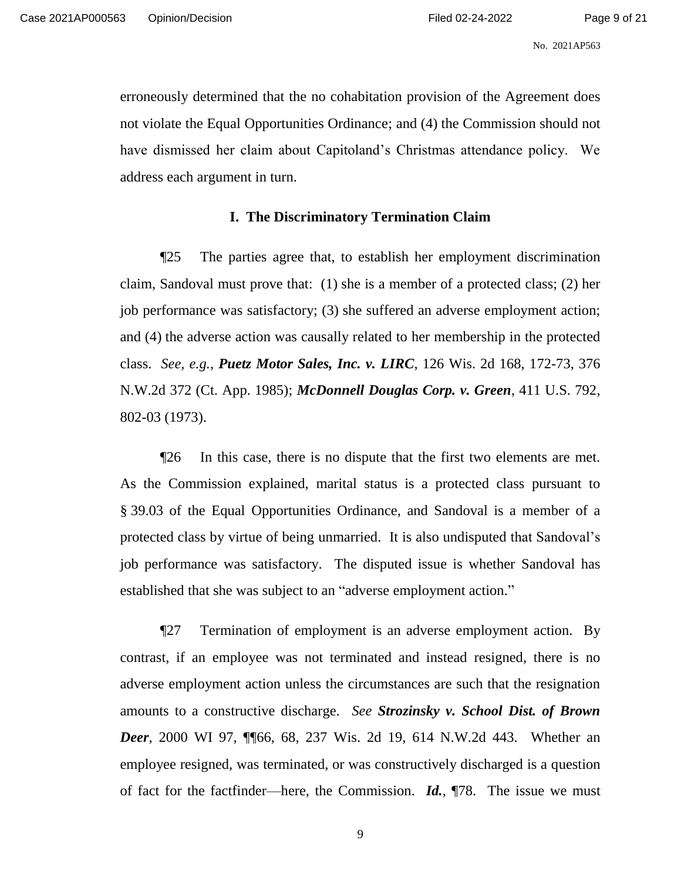erroneously determined that the no cohabitation provision of the Agreement does not violate the Equal Opportunities Ordinance; and (4) the Commission should not have dismissed her claim about Capitoland's Christmas attendance policy. We address each argument in turn.

## I. The Discriminatory Termination Claim

¶25 The parties agree that, to establish her employment discrimination claim, Sandoval must prove that: (1) she is a member of a protected class; (2) her job performance was satisfactory; (3) she suffered an adverse employment action; and (4) the adverse action was causally related to her membership in the protected class. *See, e.g.*, ***Puetz Motor Sales, Inc. v. LIRC***, 126 Wis. 2d 168, 172-73, 376 N.W.2d 372 (Ct. App. 1985); ***McDonnell Douglas Corp. v. Green***, 411 U.S. 792, 802-03 (1973).

¶26 In this case, there is no dispute that the first two elements are met. As the Commission explained, marital status is a protected class pursuant to § 39.03 of the Equal Opportunities Ordinance, and Sandoval is a member of a protected class by virtue of being unmarried. It is also undisputed that Sandoval's job performance was satisfactory. The disputed issue is whether Sandoval has established that she was subject to an "adverse employment action."

¶27 Termination of employment is an adverse employment action. By contrast, if an employee was not terminated and instead resigned, there is no adverse employment action unless the circumstances are such that the resignation amounts to a constructive discharge. *See* ***Strozinsky v. School Dist. of Brown Deer***, 2000 WI 97, ¶¶66, 68, 237 Wis. 2d 19, 614 N.W.2d 443. Whether an employee resigned, was terminated, or was constructively discharged is a question of fact for the factfinder—here, the Commission. ***Id.***, ¶78. The issue we must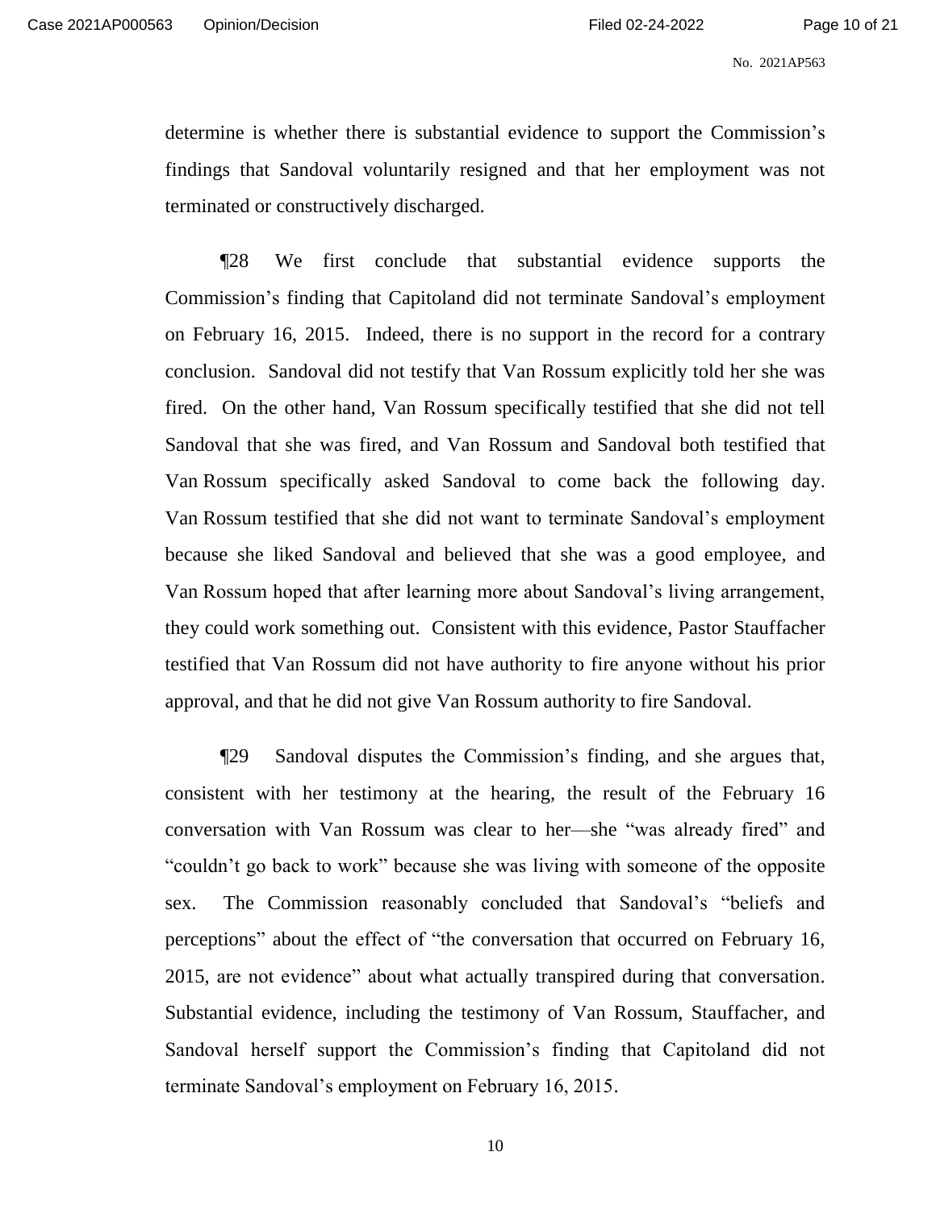determine is whether there is substantial evidence to support the Commission's findings that Sandoval voluntarily resigned and that her employment was not terminated or constructively discharged.

¶28 We first conclude that substantial evidence supports the Commission's finding that Capitoland did not terminate Sandoval's employment on February 16, 2015. Indeed, there is no support in the record for a contrary conclusion. Sandoval did not testify that Van Rossum explicitly told her she was fired. On the other hand, Van Rossum specifically testified that she did not tell Sandoval that she was fired, and Van Rossum and Sandoval both testified that Van Rossum specifically asked Sandoval to come back the following day. Van Rossum testified that she did not want to terminate Sandoval's employment because she liked Sandoval and believed that she was a good employee, and Van Rossum hoped that after learning more about Sandoval's living arrangement, they could work something out. Consistent with this evidence, Pastor Stauffacher testified that Van Rossum did not have authority to fire anyone without his prior approval, and that he did not give Van Rossum authority to fire Sandoval.

¶29 Sandoval disputes the Commission's finding, and she argues that, consistent with her testimony at the hearing, the result of the February 16 conversation with Van Rossum was clear to her—she "was already fired" and "couldn't go back to work" because she was living with someone of the opposite sex. The Commission reasonably concluded that Sandoval's "beliefs and perceptions" about the effect of "the conversation that occurred on February 16, 2015, are not evidence" about what actually transpired during that conversation. Substantial evidence, including the testimony of Van Rossum, Stauffacher, and Sandoval herself support the Commission's finding that Capitoland did not terminate Sandoval's employment on February 16, 2015.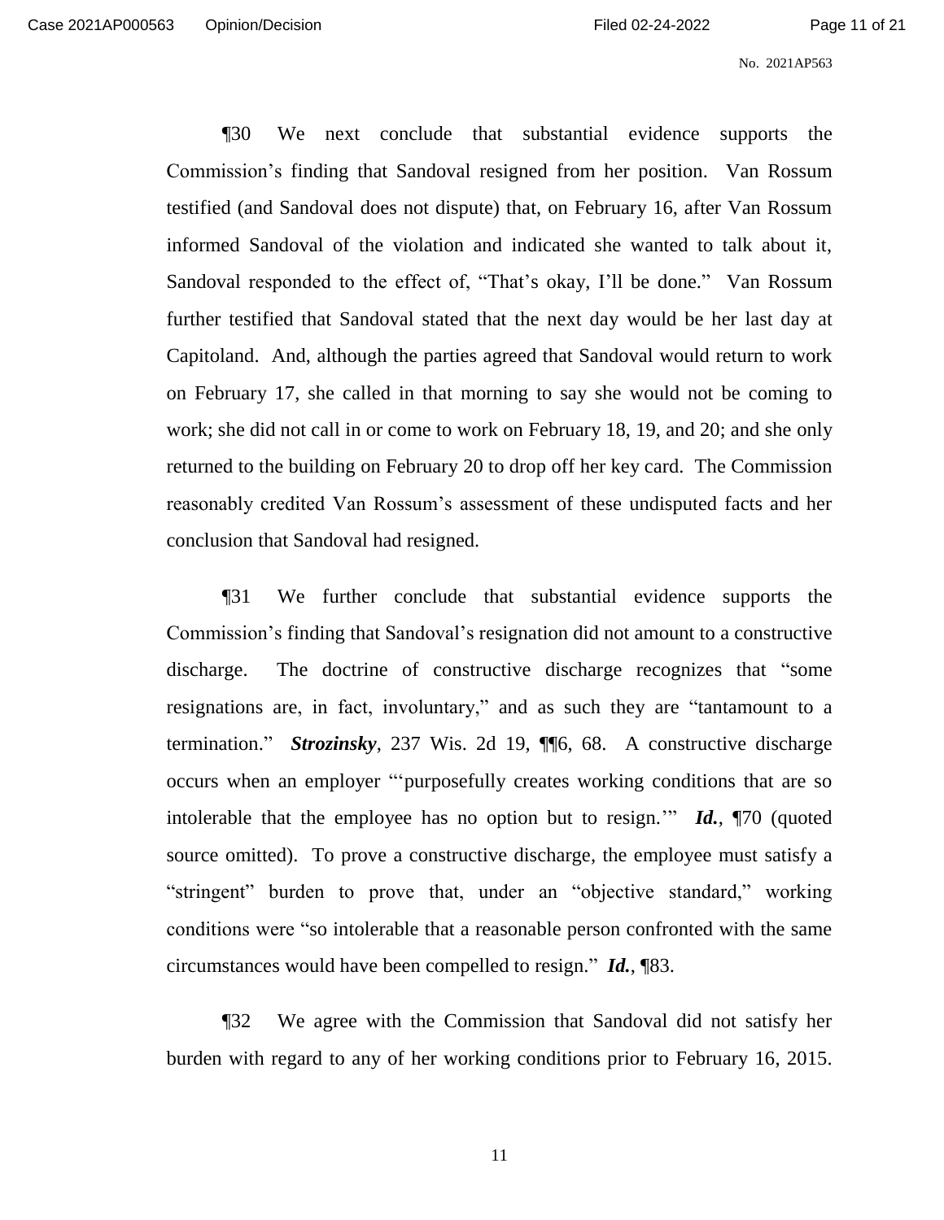¶30 We next conclude that substantial evidence supports the Commission's finding that Sandoval resigned from her position. Van Rossum testified (and Sandoval does not dispute) that, on February 16, after Van Rossum informed Sandoval of the violation and indicated she wanted to talk about it, Sandoval responded to the effect of, "That's okay, I'll be done." Van Rossum further testified that Sandoval stated that the next day would be her last day at Capitoland. And, although the parties agreed that Sandoval would return to work on February 17, she called in that morning to say she would not be coming to work; she did not call in or come to work on February 18, 19, and 20; and she only returned to the building on February 20 to drop off her key card. The Commission reasonably credited Van Rossum's assessment of these undisputed facts and her conclusion that Sandoval had resigned.

¶31 We further conclude that substantial evidence supports the Commission's finding that Sandoval's resignation did not amount to a constructive discharge. The doctrine of constructive discharge recognizes that "some resignations are, in fact, involuntary," and as such they are "tantamount to a termination." ***Strozinsky***, 237 Wis. 2d 19, ¶¶6, 68. A constructive discharge occurs when an employer "'purposefully creates working conditions that are so intolerable that the employee has no option but to resign.'" ***Id.***, ¶70 (quoted source omitted). To prove a constructive discharge, the employee must satisfy a "stringent" burden to prove that, under an "objective standard," working conditions were "so intolerable that a reasonable person confronted with the same circumstances would have been compelled to resign." ***Id.***, ¶83.

¶32 We agree with the Commission that Sandoval did not satisfy her burden with regard to any of her working conditions prior to February 16, 2015.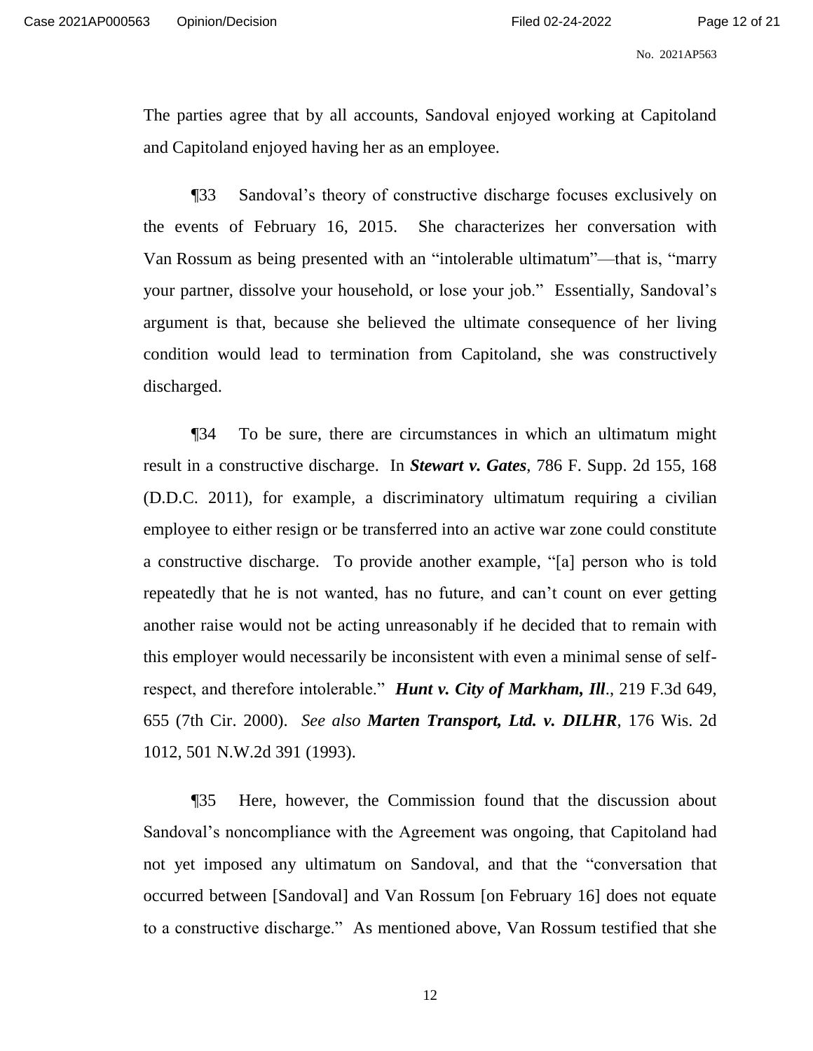The parties agree that by all accounts, Sandoval enjoyed working at Capitoland and Capitoland enjoyed having her as an employee.

¶33 Sandoval's theory of constructive discharge focuses exclusively on the events of February 16, 2015. She characterizes her conversation with Van Rossum as being presented with an "intolerable ultimatum"—that is, "marry your partner, dissolve your household, or lose your job." Essentially, Sandoval's argument is that, because she believed the ultimate consequence of her living condition would lead to termination from Capitoland, she was constructively discharged.

¶34 To be sure, there are circumstances in which an ultimatum might result in a constructive discharge. In ***Stewart v. Gates***, 786 F. Supp. 2d 155, 168 (D.D.C. 2011), for example, a discriminatory ultimatum requiring a civilian employee to either resign or be transferred into an active war zone could constitute a constructive discharge. To provide another example, "[a] person who is told repeatedly that he is not wanted, has no future, and can't count on ever getting another raise would not be acting unreasonably if he decided that to remain with this employer would necessarily be inconsistent with even a minimal sense of self-respect, and therefore intolerable." ***Hunt v. City of Markham, Ill***., 219 F.3d 649, 655 (7th Cir. 2000). *See also* ***Marten Transport, Ltd. v. DILHR***, 176 Wis. 2d 1012, 501 N.W.2d 391 (1993).

¶35 Here, however, the Commission found that the discussion about Sandoval's noncompliance with the Agreement was ongoing, that Capitoland had not yet imposed any ultimatum on Sandoval, and that the "conversation that occurred between [Sandoval] and Van Rossum [on February 16] does not equate to a constructive discharge." As mentioned above, Van Rossum testified that she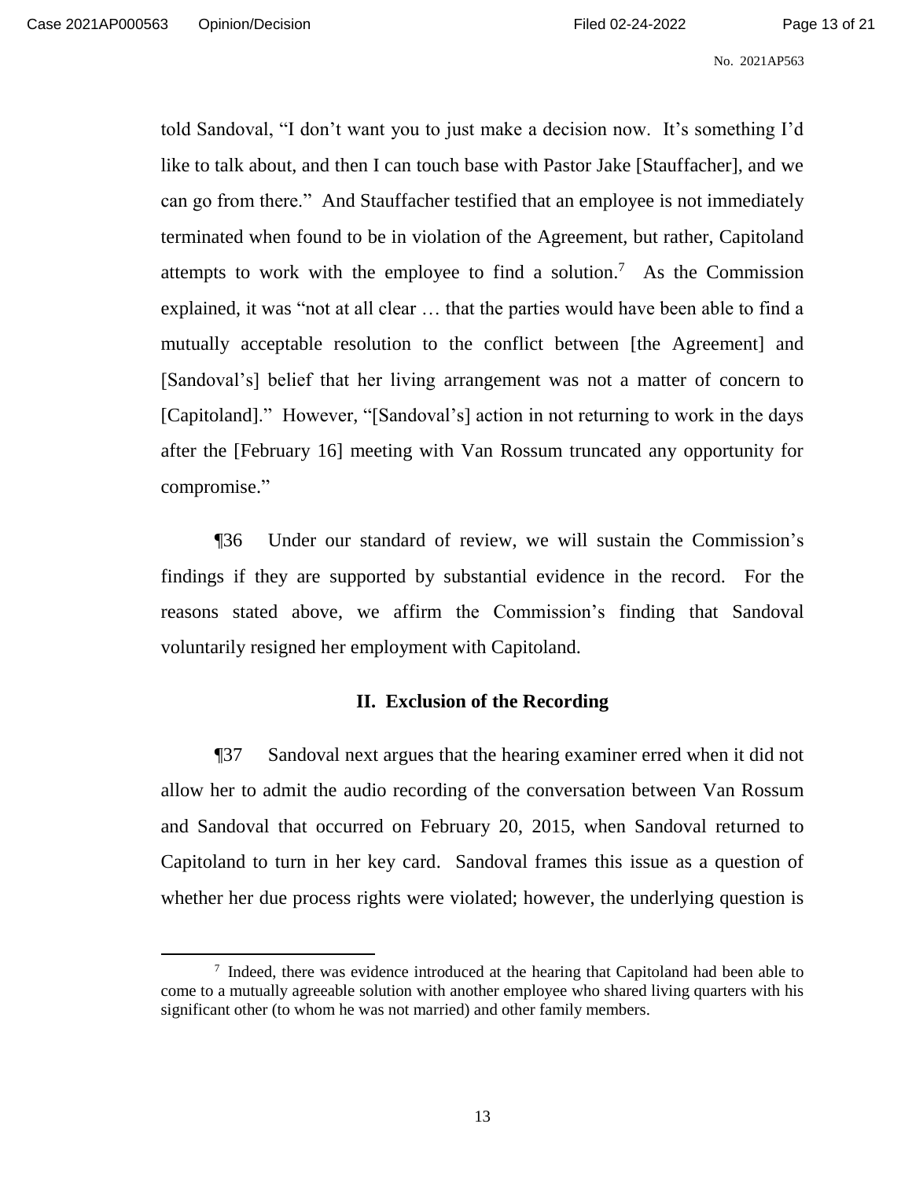told Sandoval, "I don't want you to just make a decision now. It's something I'd like to talk about, and then I can touch base with Pastor Jake [Stauffacher], and we can go from there." And Stauffacher testified that an employee is not immediately terminated when found to be in violation of the Agreement, but rather, Capitoland attempts to work with the employee to find a solution.[7] As the Commission explained, it was "not at all clear … that the parties would have been able to find a mutually acceptable resolution to the conflict between [the Agreement] and [Sandoval's] belief that her living arrangement was not a matter of concern to [Capitoland]." However, "[Sandoval's] action in not returning to work in the days after the [February 16] meeting with Van Rossum truncated any opportunity for compromise."

¶36 Under our standard of review, we will sustain the Commission's findings if they are supported by substantial evidence in the record. For the reasons stated above, we affirm the Commission's finding that Sandoval voluntarily resigned her employment with Capitoland.

## II. Exclusion of the Recording

¶37 Sandoval next argues that the hearing examiner erred when it did not allow her to admit the audio recording of the conversation between Van Rossum and Sandoval that occurred on February 20, 2015, when Sandoval returned to Capitoland to turn in her key card. Sandoval frames this issue as a question of whether her due process rights were violated; however, the underlying question is

---

[7] Indeed, there was evidence introduced at the hearing that Capitoland had been able to come to a mutually agreeable solution with another employee who shared living quarters with his significant other (to whom he was not married) and other family members.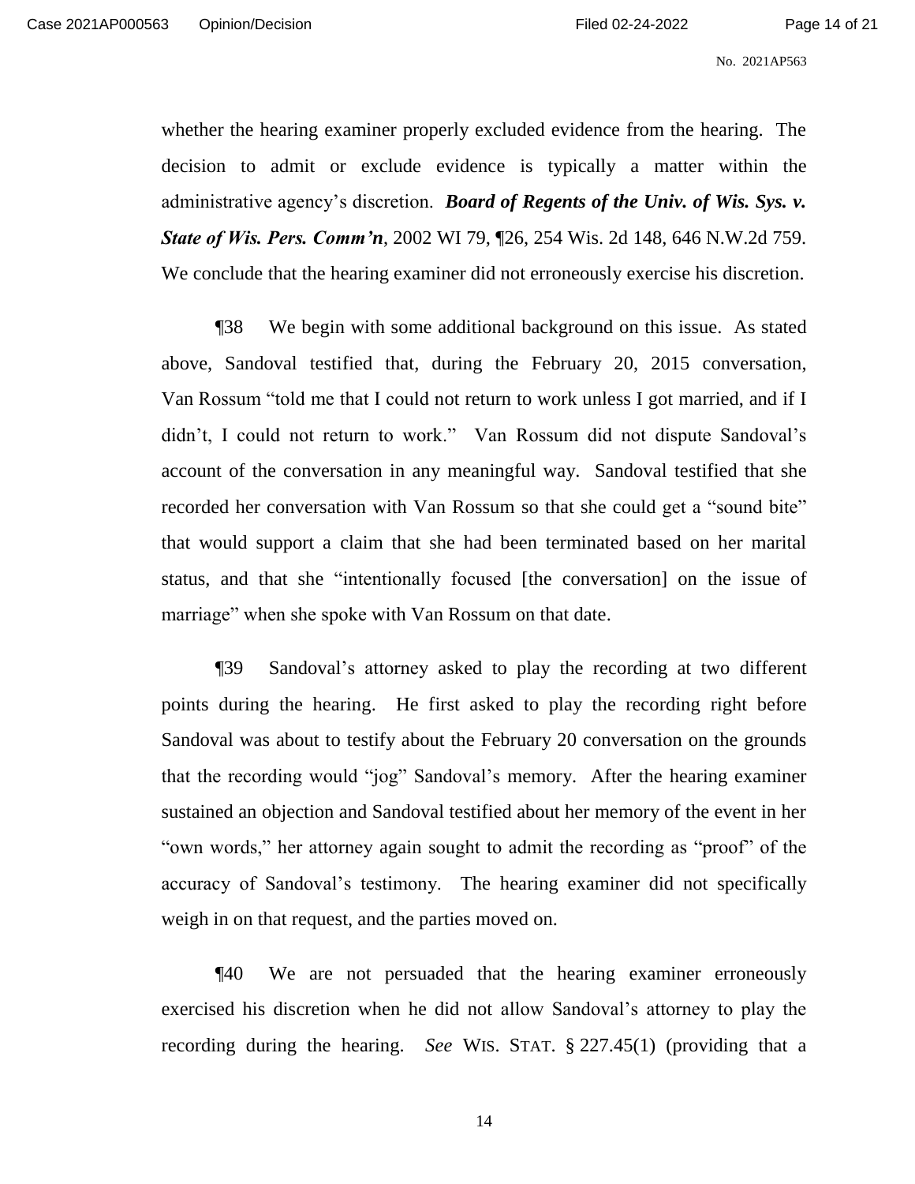whether the hearing examiner properly excluded evidence from the hearing. The decision to admit or exclude evidence is typically a matter within the administrative agency's discretion. ***Board of Regents of the Univ. of Wis. Sys. v. State of Wis. Pers. Comm'n***, 2002 WI 79, ¶26, 254 Wis. 2d 148, 646 N.W.2d 759. We conclude that the hearing examiner did not erroneously exercise his discretion.

¶38 We begin with some additional background on this issue. As stated above, Sandoval testified that, during the February 20, 2015 conversation, Van Rossum "told me that I could not return to work unless I got married, and if I didn't, I could not return to work." Van Rossum did not dispute Sandoval's account of the conversation in any meaningful way. Sandoval testified that she recorded her conversation with Van Rossum so that she could get a "sound bite" that would support a claim that she had been terminated based on her marital status, and that she "intentionally focused [the conversation] on the issue of marriage" when she spoke with Van Rossum on that date.

¶39 Sandoval's attorney asked to play the recording at two different points during the hearing. He first asked to play the recording right before Sandoval was about to testify about the February 20 conversation on the grounds that the recording would "jog" Sandoval's memory. After the hearing examiner sustained an objection and Sandoval testified about her memory of the event in her "own words," her attorney again sought to admit the recording as "proof" of the accuracy of Sandoval's testimony. The hearing examiner did not specifically weigh in on that request, and the parties moved on.

¶40 We are not persuaded that the hearing examiner erroneously exercised his discretion when he did not allow Sandoval's attorney to play the recording during the hearing. *See* WIS. STAT. § 227.45(1) (providing that a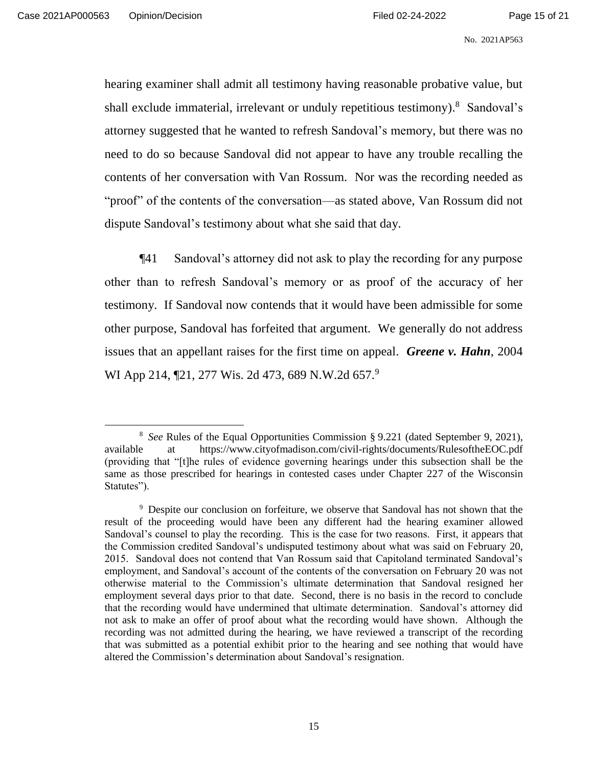hearing examiner shall admit all testimony having reasonable probative value, but shall exclude immaterial, irrelevant or unduly repetitious testimony).[8] Sandoval's attorney suggested that he wanted to refresh Sandoval's memory, but there was no need to do so because Sandoval did not appear to have any trouble recalling the contents of her conversation with Van Rossum. Nor was the recording needed as "proof" of the contents of the conversation—as stated above, Van Rossum did not dispute Sandoval's testimony about what she said that day.

¶41 Sandoval's attorney did not ask to play the recording for any purpose other than to refresh Sandoval's memory or as proof of the accuracy of her testimony. If Sandoval now contends that it would have been admissible for some other purpose, Sandoval has forfeited that argument. We generally do not address issues that an appellant raises for the first time on appeal. ***Greene v. Hahn***, 2004 WI App 214, ¶21, 277 Wis. 2d 473, 689 N.W.2d 657.[9]

---

[8] *See* Rules of the Equal Opportunities Commission § 9.221 (dated September 9, 2021), available at https://www.cityofmadison.com/civil-rights/documents/RulesoftheEOC.pdf (providing that "[t]he rules of evidence governing hearings under this subsection shall be the same as those prescribed for hearings in contested cases under Chapter 227 of the Wisconsin Statutes").

[9] Despite our conclusion on forfeiture, we observe that Sandoval has not shown that the result of the proceeding would have been any different had the hearing examiner allowed Sandoval's counsel to play the recording. This is the case for two reasons. First, it appears that the Commission credited Sandoval's undisputed testimony about what was said on February 20, 2015. Sandoval does not contend that Van Rossum said that Capitoland terminated Sandoval's employment, and Sandoval's account of the contents of the conversation on February 20 was not otherwise material to the Commission's ultimate determination that Sandoval resigned her employment several days prior to that date. Second, there is no basis in the record to conclude that the recording would have undermined that ultimate determination. Sandoval's attorney did not ask to make an offer of proof about what the recording would have shown. Although the recording was not admitted during the hearing, we have reviewed a transcript of the recording that was submitted as a potential exhibit prior to the hearing and see nothing that would have altered the Commission's determination about Sandoval's resignation.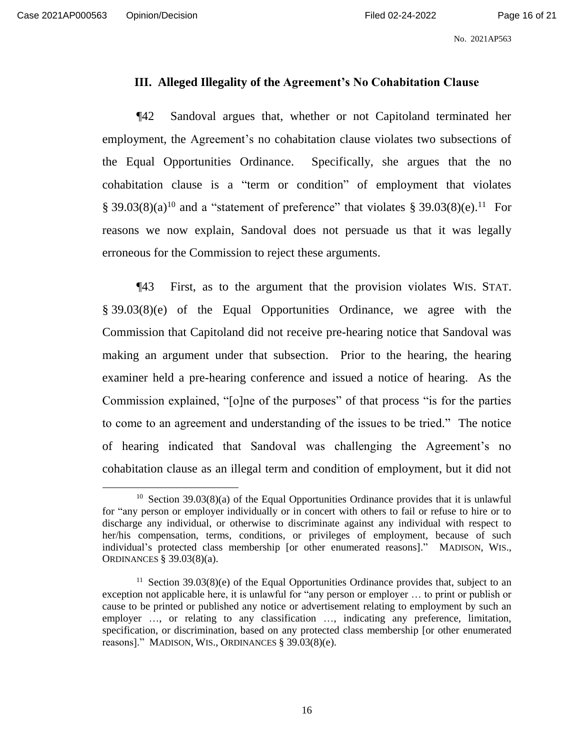### III. Alleged Illegality of the Agreement's No Cohabitation Clause

¶42 Sandoval argues that, whether or not Capitoland terminated her employment, the Agreement's no cohabitation clause violates two subsections of the Equal Opportunities Ordinance. Specifically, she argues that the no cohabitation clause is a "term or condition" of employment that violates § 39.03(8)(a)[10] and a "statement of preference" that violates § 39.03(8)(e).[11] For reasons we now explain, Sandoval does not persuade us that it was legally erroneous for the Commission to reject these arguments.

¶43 First, as to the argument that the provision violates WIS. STAT. § 39.03(8)(e) of the Equal Opportunities Ordinance, we agree with the Commission that Capitoland did not receive pre-hearing notice that Sandoval was making an argument under that subsection. Prior to the hearing, the hearing examiner held a pre-hearing conference and issued a notice of hearing. As the Commission explained, "[o]ne of the purposes" of that process "is for the parties to come to an agreement and understanding of the issues to be tried." The notice of hearing indicated that Sandoval was challenging the Agreement's no cohabitation clause as an illegal term and condition of employment, but it did not

---

[10] Section 39.03(8)(a) of the Equal Opportunities Ordinance provides that it is unlawful for "any person or employer individually or in concert with others to fail or refuse to hire or to discharge any individual, or otherwise to discriminate against any individual with respect to her/his compensation, terms, conditions, or privileges of employment, because of such individual's protected class membership [or other enumerated reasons]." MADISON, WIS., ORDINANCES § 39.03(8)(a).

[11] Section 39.03(8)(e) of the Equal Opportunities Ordinance provides that, subject to an exception not applicable here, it is unlawful for "any person or employer … to print or publish or cause to be printed or published any notice or advertisement relating to employment by such an employer …, or relating to any classification …, indicating any preference, limitation, specification, or discrimination, based on any protected class membership [or other enumerated reasons]." MADISON, WIS., ORDINANCES § 39.03(8)(e).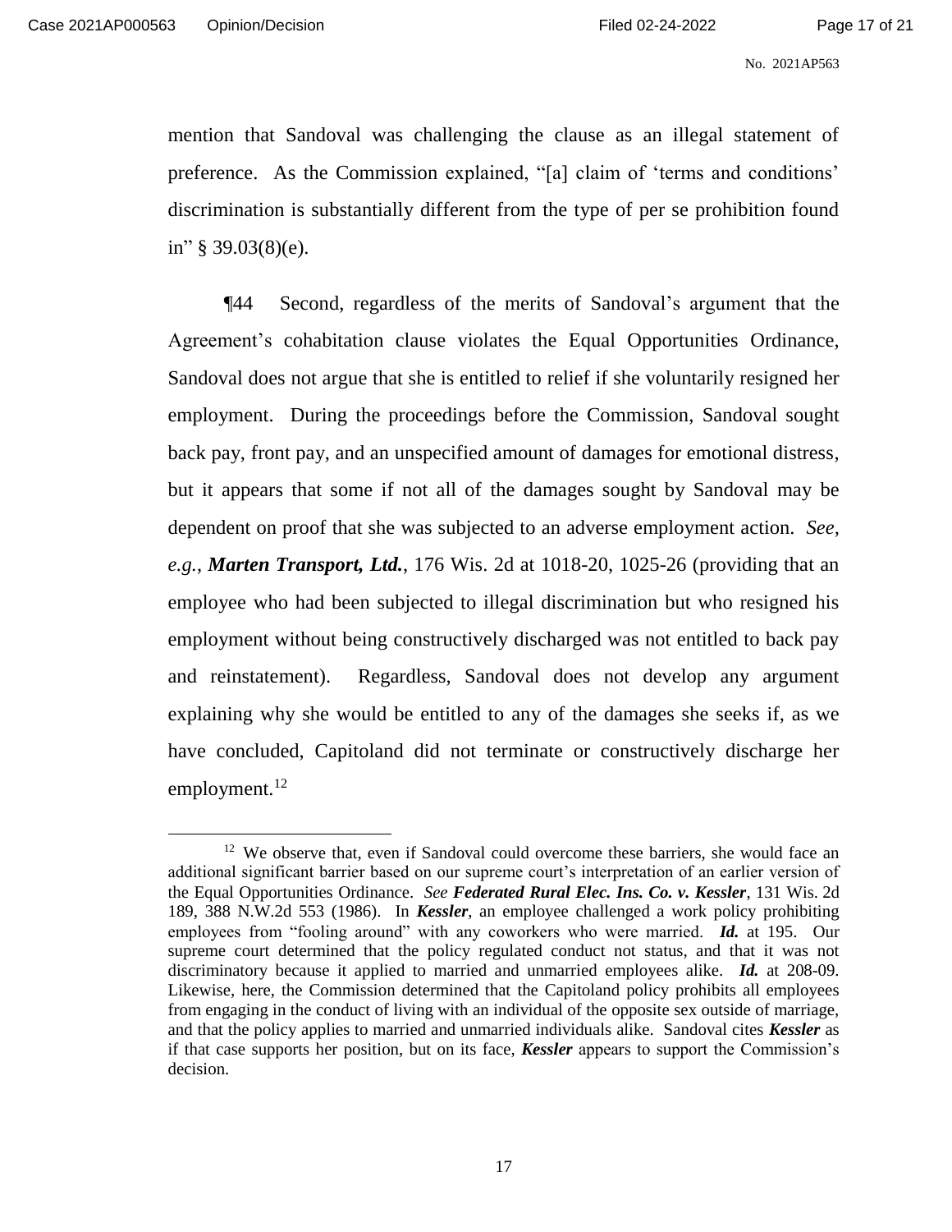mention that Sandoval was challenging the clause as an illegal statement of preference. As the Commission explained, "[a] claim of 'terms and conditions' discrimination is substantially different from the type of per se prohibition found in" § 39.03(8)(e).

¶44 Second, regardless of the merits of Sandoval's argument that the Agreement's cohabitation clause violates the Equal Opportunities Ordinance, Sandoval does not argue that she is entitled to relief if she voluntarily resigned her employment. During the proceedings before the Commission, Sandoval sought back pay, front pay, and an unspecified amount of damages for emotional distress, but it appears that some if not all of the damages sought by Sandoval may be dependent on proof that she was subjected to an adverse employment action. *See, e.g.*, ***Marten Transport, Ltd.***, 176 Wis. 2d at 1018-20, 1025-26 (providing that an employee who had been subjected to illegal discrimination but who resigned his employment without being constructively discharged was not entitled to back pay and reinstatement). Regardless, Sandoval does not develop any argument explaining why she would be entitled to any of the damages she seeks if, as we have concluded, Capitoland did not terminate or constructively discharge her employment.[12]

[12] We observe that, even if Sandoval could overcome these barriers, she would face an additional significant barrier based on our supreme court's interpretation of an earlier version of the Equal Opportunities Ordinance. *See* ***Federated Rural Elec. Ins. Co. v. Kessler***, 131 Wis. 2d 189, 388 N.W.2d 553 (1986). In ***Kessler***, an employee challenged a work policy prohibiting employees from "fooling around" with any coworkers who were married. ***Id.*** at 195. Our supreme court determined that the policy regulated conduct not status, and that it was not discriminatory because it applied to married and unmarried employees alike. ***Id.*** at 208-09. Likewise, here, the Commission determined that the Capitoland policy prohibits all employees from engaging in the conduct of living with an individual of the opposite sex outside of marriage, and that the policy applies to married and unmarried individuals alike. Sandoval cites ***Kessler*** as if that case supports her position, but on its face, ***Kessler*** appears to support the Commission's decision.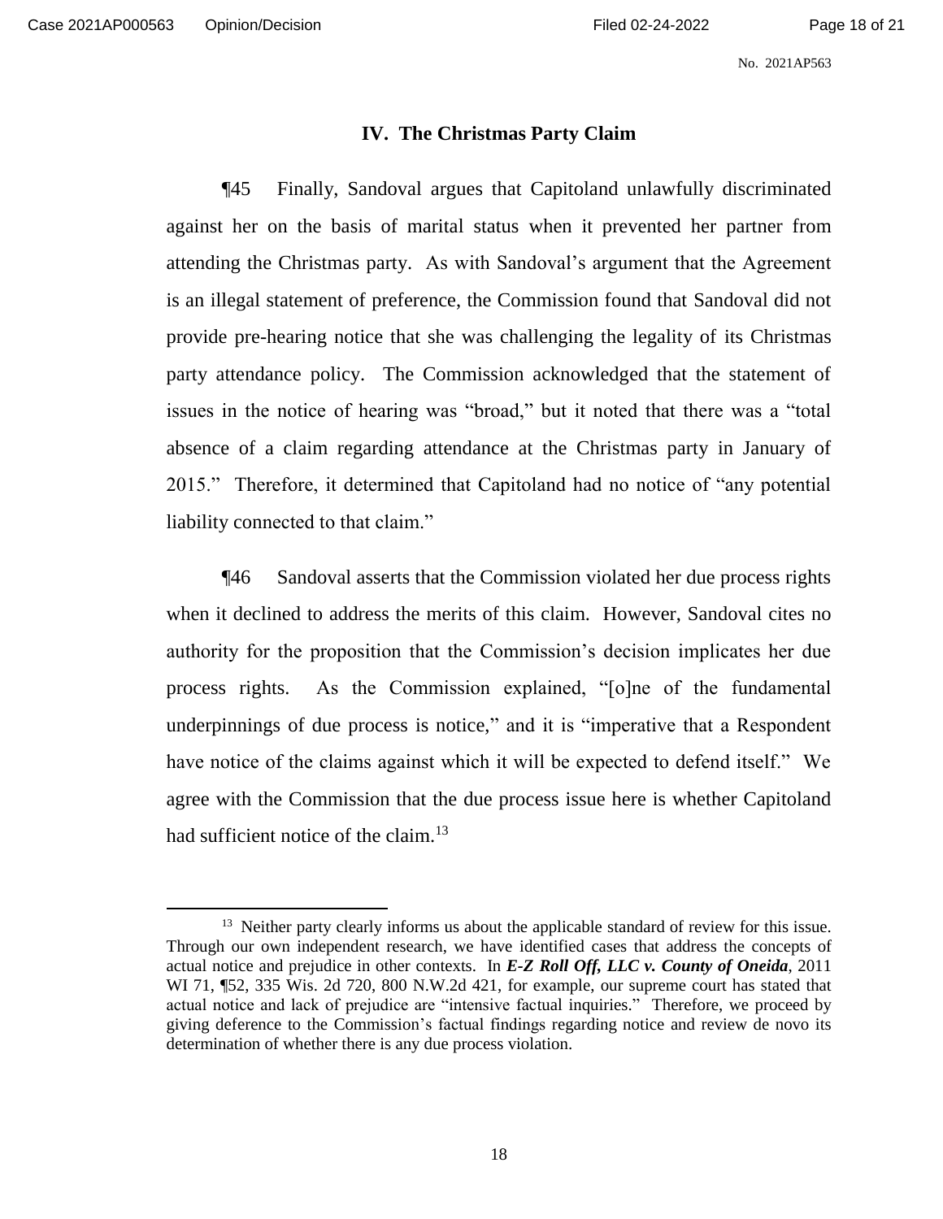## IV. The Christmas Party Claim

¶45 Finally, Sandoval argues that Capitoland unlawfully discriminated against her on the basis of marital status when it prevented her partner from attending the Christmas party. As with Sandoval's argument that the Agreement is an illegal statement of preference, the Commission found that Sandoval did not provide pre-hearing notice that she was challenging the legality of its Christmas party attendance policy. The Commission acknowledged that the statement of issues in the notice of hearing was "broad," but it noted that there was a "total absence of a claim regarding attendance at the Christmas party in January of 2015." Therefore, it determined that Capitoland had no notice of "any potential liability connected to that claim."

¶46 Sandoval asserts that the Commission violated her due process rights when it declined to address the merits of this claim. However, Sandoval cites no authority for the proposition that the Commission's decision implicates her due process rights. As the Commission explained, "[o]ne of the fundamental underpinnings of due process is notice," and it is "imperative that a Respondent have notice of the claims against which it will be expected to defend itself." We agree with the Commission that the due process issue here is whether Capitoland had sufficient notice of the claim.[13]

---

[13] Neither party clearly informs us about the applicable standard of review for this issue. Through our own independent research, we have identified cases that address the concepts of actual notice and prejudice in other contexts. In ***E-Z Roll Off, LLC v. County of Oneida***, 2011 WI 71, ¶52, 335 Wis. 2d 720, 800 N.W.2d 421, for example, our supreme court has stated that actual notice and lack of prejudice are "intensive factual inquiries." Therefore, we proceed by giving deference to the Commission's factual findings regarding notice and review de novo its determination of whether there is any due process violation.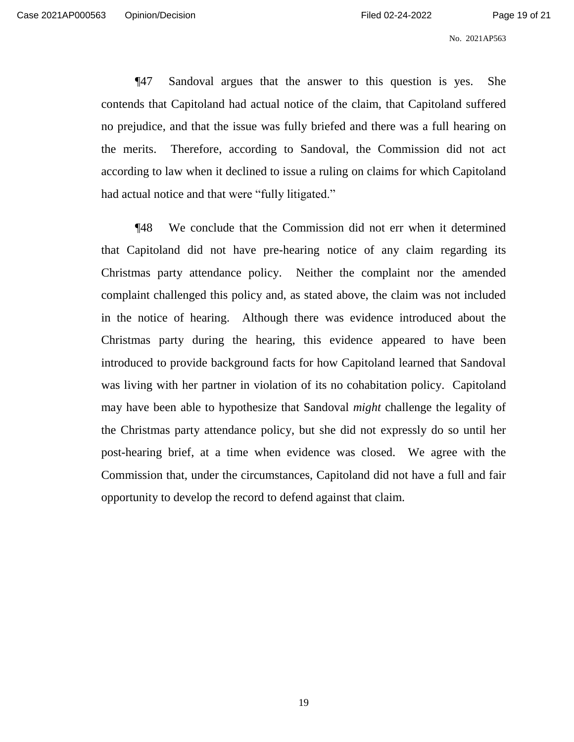¶47 Sandoval argues that the answer to this question is yes. She contends that Capitoland had actual notice of the claim, that Capitoland suffered no prejudice, and that the issue was fully briefed and there was a full hearing on the merits. Therefore, according to Sandoval, the Commission did not act according to law when it declined to issue a ruling on claims for which Capitoland had actual notice and that were "fully litigated."

¶48 We conclude that the Commission did not err when it determined that Capitoland did not have pre-hearing notice of any claim regarding its Christmas party attendance policy. Neither the complaint nor the amended complaint challenged this policy and, as stated above, the claim was not included in the notice of hearing. Although there was evidence introduced about the Christmas party during the hearing, this evidence appeared to have been introduced to provide background facts for how Capitoland learned that Sandoval was living with her partner in violation of its no cohabitation policy. Capitoland may have been able to hypothesize that Sandoval *might* challenge the legality of the Christmas party attendance policy, but she did not expressly do so until her post-hearing brief, at a time when evidence was closed. We agree with the Commission that, under the circumstances, Capitoland did not have a full and fair opportunity to develop the record to defend against that claim.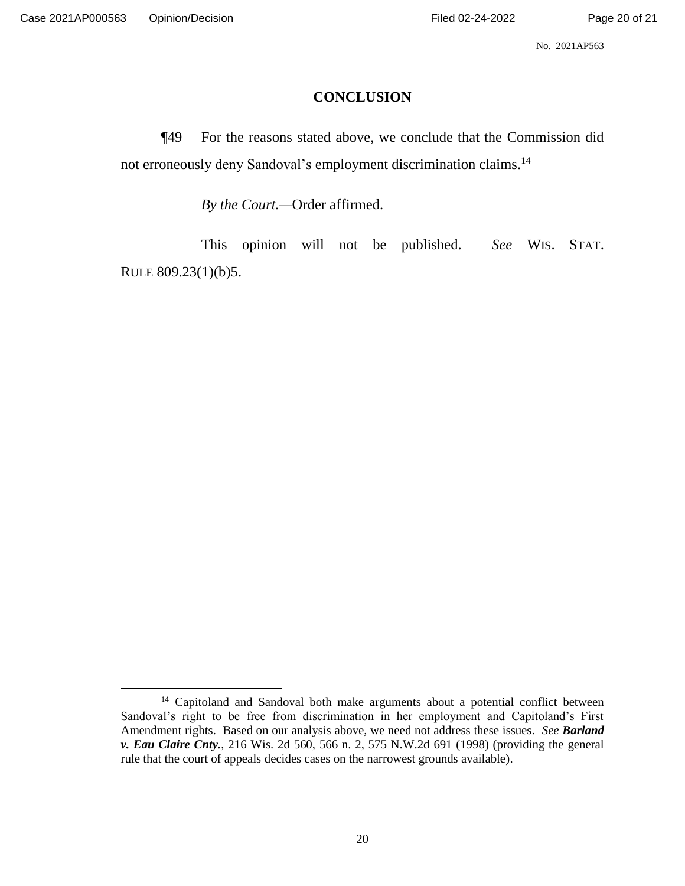## CONCLUSION

¶49 For the reasons stated above, we conclude that the Commission did not erroneously deny Sandoval's employment discrimination claims.[14]

*By the Court.*—Order affirmed.

This opinion will not be published. *See* WIS. STAT. RULE 809.23(1)(b)5.

---

[14] Capitoland and Sandoval both make arguments about a potential conflict between Sandoval's right to be free from discrimination in her employment and Capitoland's First Amendment rights. Based on our analysis above, we need not address these issues. *See* ***Barland v. Eau Claire Cnty.***, 216 Wis. 2d 560, 566 n. 2, 575 N.W.2d 691 (1998) (providing the general rule that the court of appeals decides cases on the narrowest grounds available).